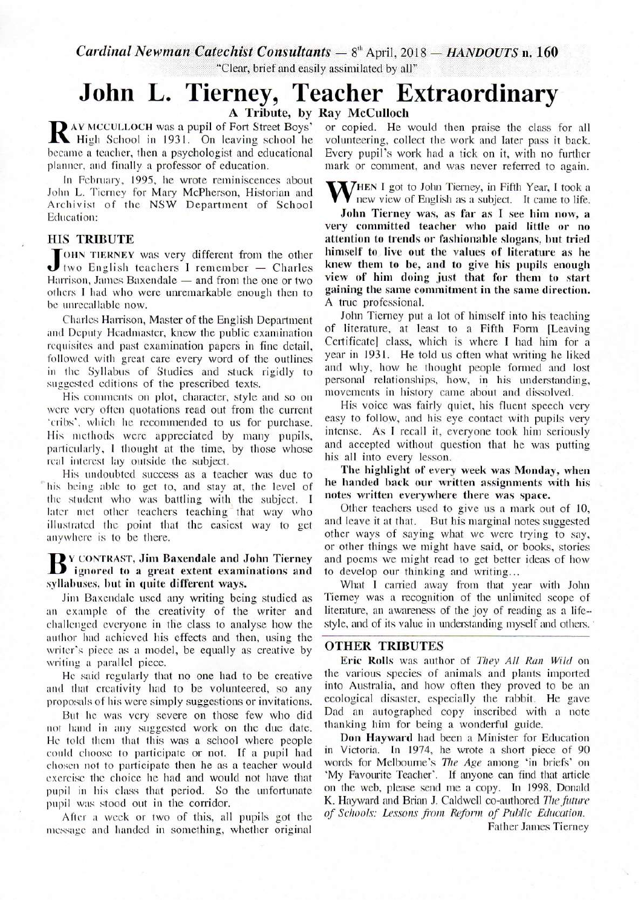*Cardinal Newman Catechist Consultants* — 8th April, 2018 — *HANDOUTS* n. 160

"Clear, brief and easily assimilated by all"

# John L. Tierney, Teacher Extraordinary

### A Tribute, by Ray McCulloch

RAY MCCULLOCH was a pupil of Fort Street Boys' High School in 1931. On leaving school he became a teacher, then a psychologist and educational planner, and finally a professor of education.

In February, 1995, he wrote reminiscences about John L. Tierney for Mary McPherson, Historian and Archivist of the NSW Department of School Education:

## HIS TRIBUTE

JOHN TIERNEY was very different from the other two English teachers I remember — Charles Harrison, James Baxendale — and from the one or two others I had who were unremarkable enough then to be unrecallable now.

Charles Harrison, Master of the English Department and Deputy Headmaster, knew the public examination requisites and past examination papers in fine detail, followed with great care every word of the outlines in the Syllabus of Studies and stuck rigidly to suggested editions of the prescribed texts.

His comments on plot, character, style and so on were very often quotations read out from the current 'cribs', which he recommended to us for purchase. His methods were appreciated by many pupils, particularly, I thought at the time, by those whose real interest lay outside the subject.

His undoubted success as a teacher was due to his being able to get to, and stay at, the level of the student who was battling with the subject. I later met other teachers teaching that way who illustrated the point that the easiest way to get anywhere is to be there.

**BY CONTRAST, Jim Baxendale and John Tierney ignored to a great extent examinations and syllabuses, but in quite different ways.**

Jim Baxendale used any writing being studied as an example of the creativity of the writer and challenged everyone in the class to analyse how the author had achieved his effects and then, using the writer's piece as a model, be equally as creative by writing a parallel piece.

He said regularly that no one had to be creative and that creativity had to be volunteered, so any proposals of his were simply suggestions or invitations.

But he was very severe on those few who did not hand in any suggested work on the due date. He told them that this was a school where people could choose to participate or not. If a pupil had chosen not to participate then he as a teacher would exercise the choice he had and would not have that pupil in his class that period. So the unfortunate pupil was stood out in the corridor.

After a week or two of this, all pupils got the message and handed in something, whether original or copied. He would then praise the class for all volunteering, collect the work and later pass it back. Every pupil's work had a tick on it, with no further mark or comment, and was never referred to again.

WHEN I got to John Tierney, in Fifth Year, I took a new view of English as a subject. It came to life.

**John Tierney was, as far as I see him now, a very committed teacher who paid little or no attention to trends or fashionable slogans, but tried himself to live out the values of literature as he knew them to be, and to give his pupils enough view of him doing just that for them to start gaining the same commitment in the same direction.** A true professional.

John Tierney put a lot of himself into his teaching of literature, at least to a Fifth Form [Leaving Certificate] class, which is where I had him for a year in 1931. He told us often what writing he liked and why, how he thought people formed and lost personal relationships, how, in his understanding, movements in history came about and dissolved.

His voice was fairly quiet, his fluent speech very easy to follow, and his eye contact with pupils very intense. As I recall it, everyone took him seriously and accepted without question that he was putting his all into every lesson.

**The highlight of every week was Monday, when he handed back our written assignments with his notes written everywhere there was space.**

Other teachers used to give us a mark out of 10, and leave it at that. But his marginal notes suggested other ways of saying what we were trying to say, or other things we might have said, or books, stories and poems we might read to get better ideas of how to develop our thinking and writing...

What I carried away from that year with John Tierney was a recognition of the unlimited scope of literature, an awareness of the joy of reading as a life-style, and of its value in understanding myself and others.

## OTHER TRIBUTES

**Eric Rolls** was author of *They All Ran Wild* on the various species of animals and plants imported into Australia, and how often they proved to be an ecological disaster, especially the rabbit. He gave Dad an autographed copy inscribed with a note thanking him for being a wonderful guide.

**Don Hayward** had been a Minister for Education in Victoria. In 1974, he wrote a short piece of 90 words for Melbourne's *The Age* among 'in briefs' on 'My Favourite Teacher'. If anyone can find that article on the web, please send me a copy. In 1998, Donald K. Hayward and Brian J. Caldwell co-authored *The future of Schools: Lessons from Reform of Public Education.*

Father James Tierney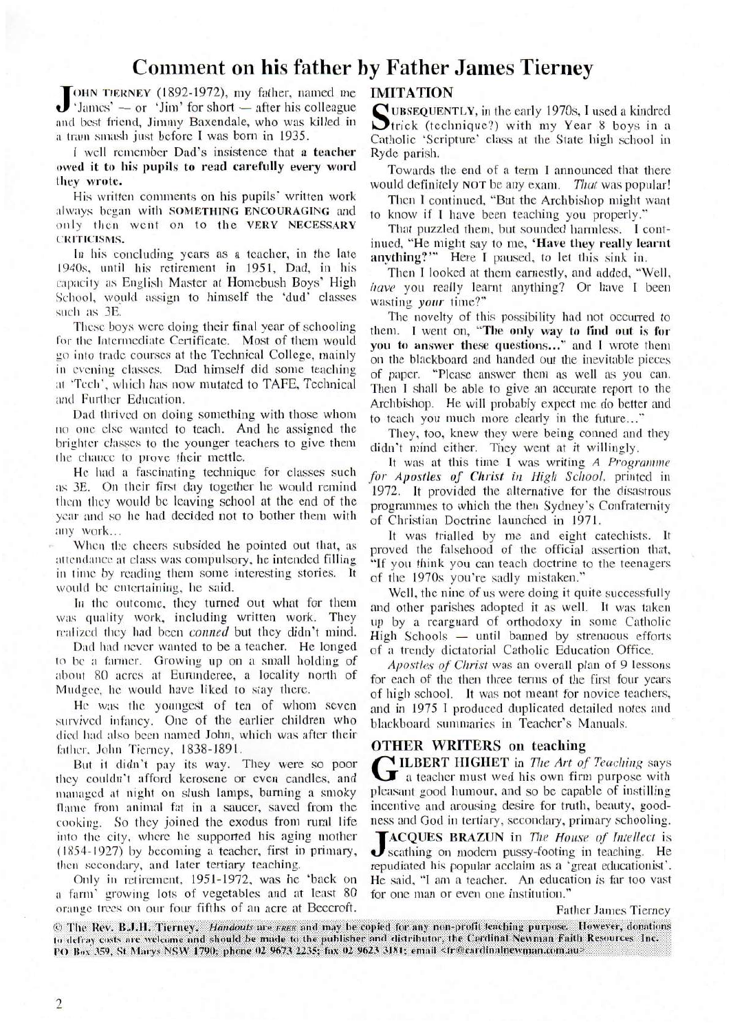# Comment on his father by Father James Tierney

**JOHN TIERNEY** (1892-1972), my father, named me 'James' — or 'Jim' for short — after his colleague and best friend, Jimmy Baxendale, who was killed in a tram smash just before I was born in 1935.

I well remember Dad's insistence that **a teacher owed it to his pupils to read carefully every word they wrote.**

His written comments on his pupils' written work always began with **SOMETHING ENCOURAGING** and only then went on to the **VERY NECESSARY CRITICISMS.**

In his concluding years as a teacher, in the late 1940s, until his retirement in 1951, Dad, in his capacity as English Master at Homebush Boys' High School, would assign to himself the 'dud' classes such as 3E.

These boys were doing their final year of schooling for the Intermediate Certificate. Most of them would go into trade courses at the Technical College, mainly in evening classes. Dad himself did some teaching at 'Tech', which has now mutated to TAFE, Technical and Further Education.

Dad thrived on doing something with those whom no one else wanted to teach. And he assigned the brighter classes to the younger teachers to give them the chance to prove their mettle.

He had a fascinating technique for classes such as 3E. On their first day together he would remind them they would be leaving school at the end of the year and so he had decided not to bother them with any work...

When the cheers subsided he pointed out that, as attendance at class was compulsory, he intended filling in time by reading them some interesting stories. It would be entertaining, he said.

In the outcome, they turned out what for them was quality work, including written work. They realized they had been *conned* but they didn't mind.

Dad had never wanted to be a teacher. He longed to be a farmer. Growing up on a small holding of about 80 acres at Eurunderee, a locality north of Mudgee, he would have liked to stay there.

He was the youngest of ten of whom seven survived infancy. One of the earlier children who died had also been named John, which was after their father, John Tierney, 1838-1891.

But it didn't pay its way. They were so poor they couldn't afford kerosene or even candles, and managed at night on slush lamps, burning a smoky flame from animal fat in a saucer, saved from the cooking. So they joined the exodus from rural life into the city, where he supported his aging mother (1854-1927) by becoming a teacher, first in primary, then secondary, and later tertiary teaching.

Only in retirement, 1951-1972, was he 'back on a farm' growing lots of vegetables and at least 80 orange trees on our four fifths of an acre at Beecroft.

## IMITATION

**SUBSEQUENTLY**, in the early 1970s, I used a kindred trick (technique?) with my Year 8 boys in a Catholic 'Scripture' class at the State high school in Ryde parish.

Towards the end of a term I announced that there would definitely **NOT** be any exam. *That* was popular!

Then I continued, "But the Archbishop might want to know if I have been teaching you properly."

That puzzled them, but sounded harmless. I continued, "He might say to me, **'Have they really learnt anything?'**" Here I paused, to let this sink in.

Then I looked at them earnestly, and added, "Well, *have* you really learnt anything? Or have I been wasting *your* time?"

The novelty of this possibility had not occurred to them. I went on, "**The only way to find out is for you to answer these questions...**" and I wrote them on the blackboard and handed out the inevitable pieces of paper. "Please answer them as well as you can. Then I shall be able to give an accurate report to the Archbishop. He will probably expect me do better and to teach you much more clearly in the future..."

They, too, knew they were being conned and they didn't mind either. They went at it willingly.

It was at this time I was writing *A Programme for Apostles of Christ in High School*, printed in 1972. It provided the alternative for the disastrous programmes to which the then Sydney's Confraternity of Christian Doctrine launched in 1971.

It was trialled by me and eight catechists. It proved the falsehood of the official assertion that, "If you think you can teach doctrine to the teenagers of the 1970s you're sadly mistaken."

Well, the nine of us were doing it quite successfully and other parishes adopted it as well. It was taken up by a rearguard of orthodoxy in some Catholic High Schools — until banned by strenuous efforts of a trendy dictatorial Catholic Education Office.

*Apostles of Christ* was an overall plan of 9 lessons for each of the then three terms of the first four years of high school. It was not meant for novice teachers, and in 1975 I produced duplicated detailed notes and blackboard summaries in Teacher's Manuals.

## OTHER WRITERS on teaching

**GILBERT HIGHET** in *The Art of Teaching* says a teacher must wed his own firm purpose with pleasant good humour, and so be capable of instilling incentive and arousing desire for truth, beauty, goodness and God in tertiary, secondary, primary schooling.

**JACQUES BRAZUN** in *The House of Intellect* is scathing on modern pussy-footing in teaching. He repudiated his popular acclaim as a 'great educationist'. He said, "I am a teacher. An education is far too vast for one man or even one institution."

Father James Tierney

© The Rev. B.J.H. Tierney. *Handouts are FREE* and may be copied for any non-profit teaching purpose. However, donations to defray costs are welcome and should be made to the publisher and distributor, the Cardinal Newman Faith Resources Inc. PO Box 359, St Marys NSW 1790; phone 02 9673 2235; fax 02 9623 3181; email <fr@cardinalnewman.com.au>